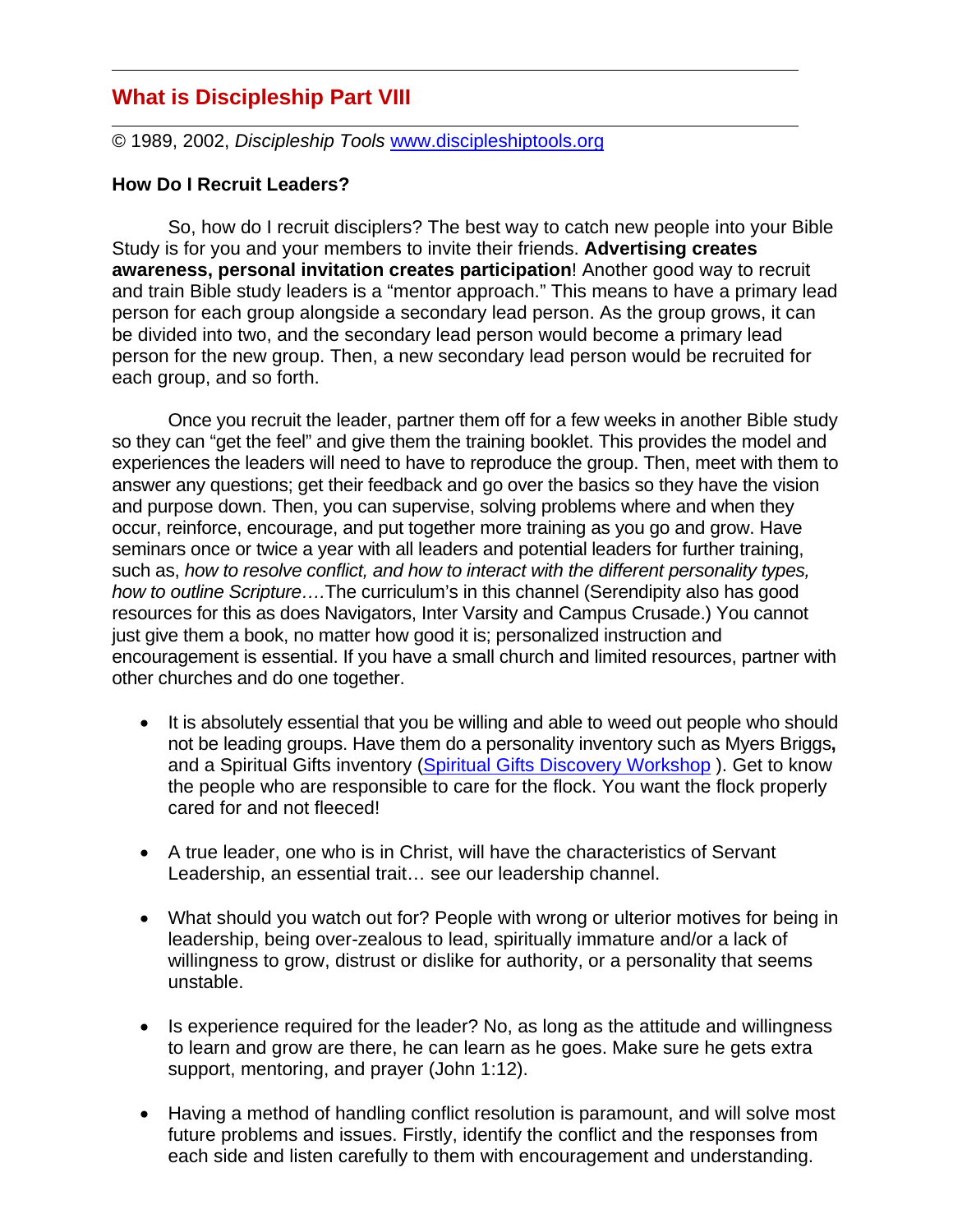## What is Discipleship Part VIII

© 1989, 2002, *Discipleship Tools* [www.discipleshiptools.org](http://www.discipleshiptools.org)

**How Do I Recruit Leaders?**

So, how do I recruit disciplers? The best way to catch new people into your Bible Study is for you and your members to invite their friends. **Advertising creates awareness, personal invitation creates participation**! Another good way to recruit and train Bible study leaders is a "mentor approach." This means to have a primary lead person for each group alongside a secondary lead person. As the group grows, it can be divided into two, and the secondary lead person would become a primary lead person for the new group. Then, a new secondary lead person would be recruited for each group, and so forth.

Once you recruit the leader, partner them off for a few weeks in another Bible study so they can "get the feel" and give them the training booklet. This provides the model and experiences the leaders will need to have to reproduce the group. Then, meet with them to answer any questions; get their feedback and go over the basics so they have the vision and purpose down. Then, you can supervise, solving problems where and when they occur, reinforce, encourage, and put together more training as you go and grow. Have seminars once or twice a year with all leaders and potential leaders for further training, such as, *how to resolve conflict, and how to interact with the different personality types, how to outline Scripture….*The curriculum's in this channel (Serendipity also has good resources for this as does Navigators, Inter Varsity and Campus Crusade.) You cannot just give them a book, no matter how good it is; personalized instruction and encouragement is essential. If you have a small church and limited resources, partner with other churches and do one together.

- It is absolutely essential that you be willing and able to weed out people who should not be leading groups. Have them do a personality inventory such as Myers Briggs**,** and a Spiritual Gifts inventory ([Spiritual Gifts Discovery Workshop](#) ). Get to know the people who are responsible to care for the flock. You want the flock properly cared for and not fleeced!

- A true leader, one who is in Christ, will have the characteristics of Servant Leadership, an essential trait… see our leadership channel.

- What should you watch out for? People with wrong or ulterior motives for being in leadership, being over-zealous to lead, spiritually immature and/or a lack of willingness to grow, distrust or dislike for authority, or a personality that seems unstable.

- Is experience required for the leader? No, as long as the attitude and willingness to learn and grow are there, he can learn as he goes. Make sure he gets extra support, mentoring, and prayer (John 1:12).

- Having a method of handling conflict resolution is paramount, and will solve most future problems and issues. Firstly, identify the conflict and the responses from each side and listen carefully to them with encouragement and understanding.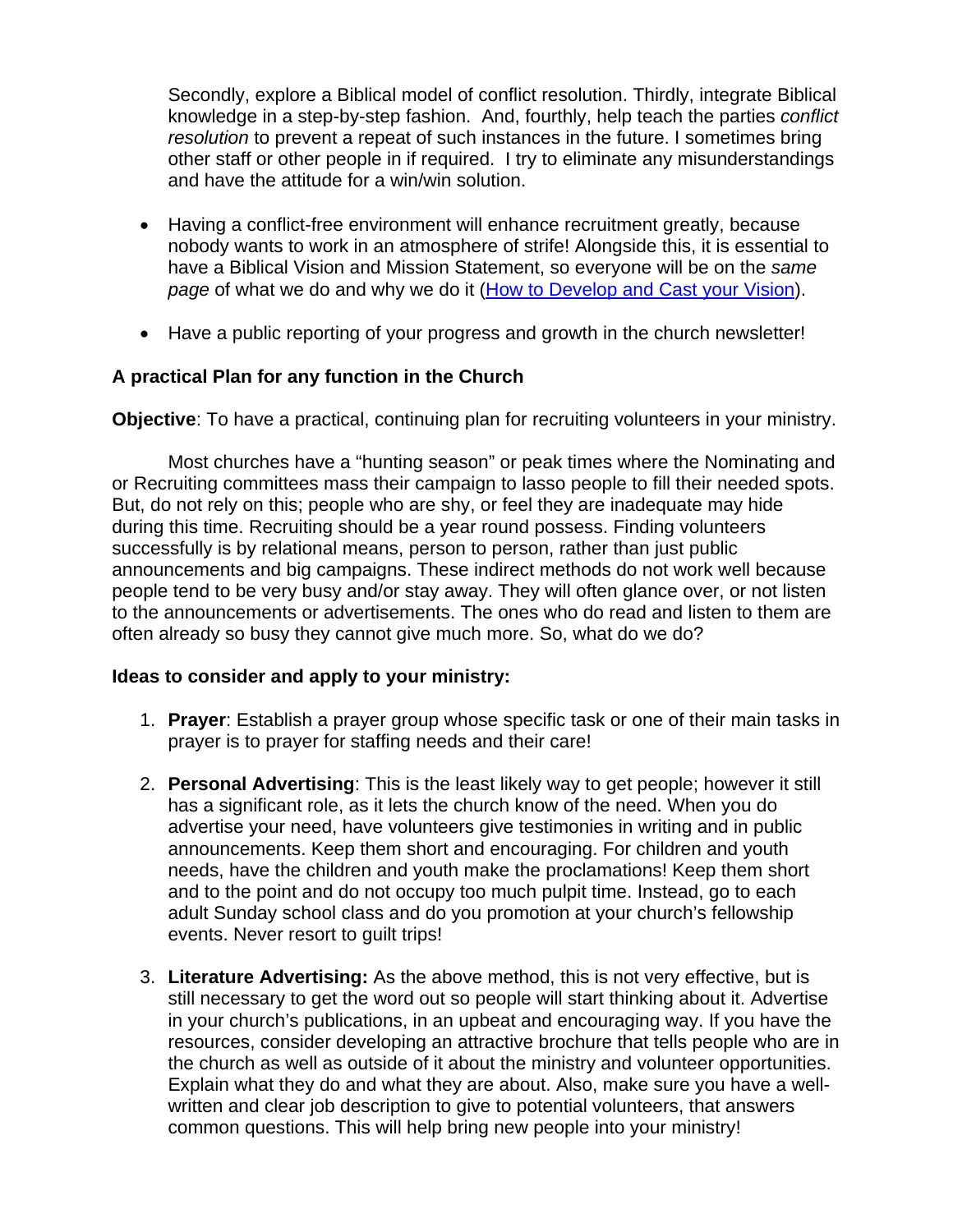Secondly, explore a Biblical model of conflict resolution. Thirdly, integrate Biblical knowledge in a step-by-step fashion. And, fourthly, help teach the parties *conflict resolution* to prevent a repeat of such instances in the future. I sometimes bring other staff or other people in if required. I try to eliminate any misunderstandings and have the attitude for a win/win solution.

- Having a conflict-free environment will enhance recruitment greatly, because nobody wants to work in an atmosphere of strife! Alongside this, it is essential to have a Biblical Vision and Mission Statement, so everyone will be on the *same page* of what we do and why we do it (How to Develop and Cast your Vision).

- Have a public reporting of your progress and growth in the church newsletter!

**A practical Plan for any function in the Church**

**Objective**: To have a practical, continuing plan for recruiting volunteers in your ministry.

Most churches have a "hunting season" or peak times where the Nominating and or Recruiting committees mass their campaign to lasso people to fill their needed spots. But, do not rely on this; people who are shy, or feel they are inadequate may hide during this time. Recruiting should be a year round possess. Finding volunteers successfully is by relational means, person to person, rather than just public announcements and big campaigns. These indirect methods do not work well because people tend to be very busy and/or stay away. They will often glance over, or not listen to the announcements or advertisements. The ones who do read and listen to them are often already so busy they cannot give much more. So, what do we do?

**Ideas to consider and apply to your ministry:**

1. **Prayer**: Establish a prayer group whose specific task or one of their main tasks in prayer is to prayer for staffing needs and their care!

2. **Personal Advertising**: This is the least likely way to get people; however it still has a significant role, as it lets the church know of the need. When you do advertise your need, have volunteers give testimonies in writing and in public announcements. Keep them short and encouraging. For children and youth needs, have the children and youth make the proclamations! Keep them short and to the point and do not occupy too much pulpit time. Instead, go to each adult Sunday school class and do you promotion at your church's fellowship events. Never resort to guilt trips!

3. **Literature Advertising:** As the above method, this is not very effective, but is still necessary to get the word out so people will start thinking about it. Advertise in your church's publications, in an upbeat and encouraging way. If you have the resources, consider developing an attractive brochure that tells people who are in the church as well as outside of it about the ministry and volunteer opportunities. Explain what they do and what they are about. Also, make sure you have a well-written and clear job description to give to potential volunteers, that answers common questions. This will help bring new people into your ministry!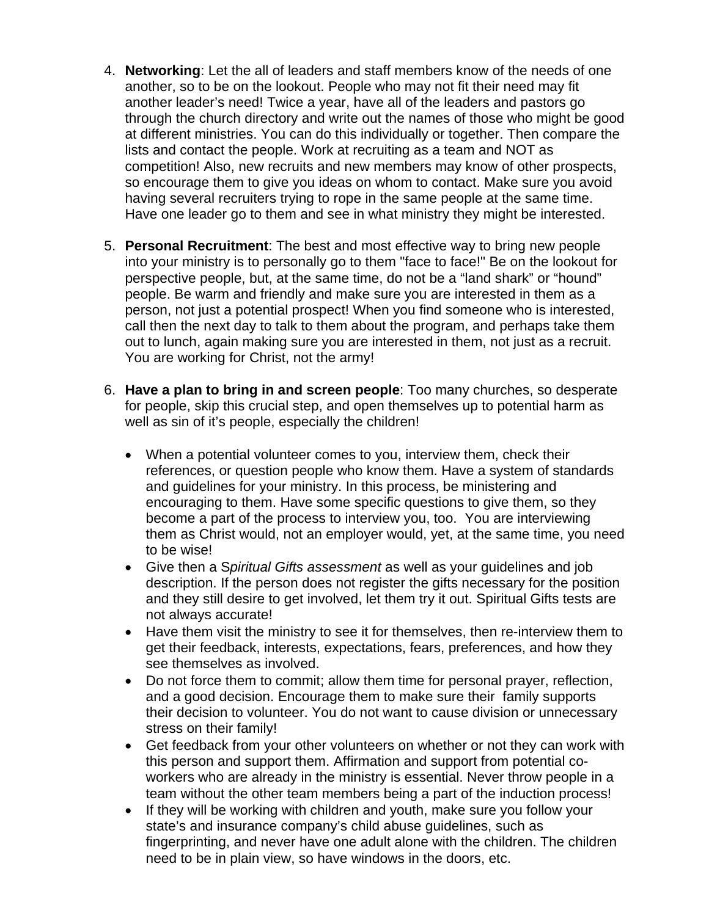4. **Networking**: Let the all of leaders and staff members know of the needs of one another, so to be on the lookout. People who may not fit their need may fit another leader's need! Twice a year, have all of the leaders and pastors go through the church directory and write out the names of those who might be good at different ministries. You can do this individually or together. Then compare the lists and contact the people. Work at recruiting as a team and NOT as competition! Also, new recruits and new members may know of other prospects, so encourage them to give you ideas on whom to contact. Make sure you avoid having several recruiters trying to rope in the same people at the same time. Have one leader go to them and see in what ministry they might be interested.

5. **Personal Recruitment**: The best and most effective way to bring new people into your ministry is to personally go to them "face to face!" Be on the lookout for perspective people, but, at the same time, do not be a "land shark" or "hound" people. Be warm and friendly and make sure you are interested in them as a person, not just a potential prospect! When you find someone who is interested, call then the next day to talk to them about the program, and perhaps take them out to lunch, again making sure you are interested in them, not just as a recruit. You are working for Christ, not the army!

6. **Have a plan to bring in and screen people**: Too many churches, so desperate for people, skip this crucial step, and open themselves up to potential harm as well as sin of it's people, especially the children!

   - When a potential volunteer comes to you, interview them, check their references, or question people who know them. Have a system of standards and guidelines for your ministry. In this process, be ministering and encouraging to them. Have some specific questions to give them, so they become a part of the process to interview you, too. You are interviewing them as Christ would, not an employer would, yet, at the same time, you need to be wise!
   - Give then a S*piritual Gifts assessment* as well as your guidelines and job description. If the person does not register the gifts necessary for the position and they still desire to get involved, let them try it out. Spiritual Gifts tests are not always accurate!
   - Have them visit the ministry to see it for themselves, then re-interview them to get their feedback, interests, expectations, fears, preferences, and how they see themselves as involved.
   - Do not force them to commit; allow them time for personal prayer, reflection, and a good decision. Encourage them to make sure their family supports their decision to volunteer. You do not want to cause division or unnecessary stress on their family!
   - Get feedback from your other volunteers on whether or not they can work with this person and support them. Affirmation and support from potential co-workers who are already in the ministry is essential. Never throw people in a team without the other team members being a part of the induction process!
   - If they will be working with children and youth, make sure you follow your state's and insurance company's child abuse guidelines, such as fingerprinting, and never have one adult alone with the children. The children need to be in plain view, so have windows in the doors, etc.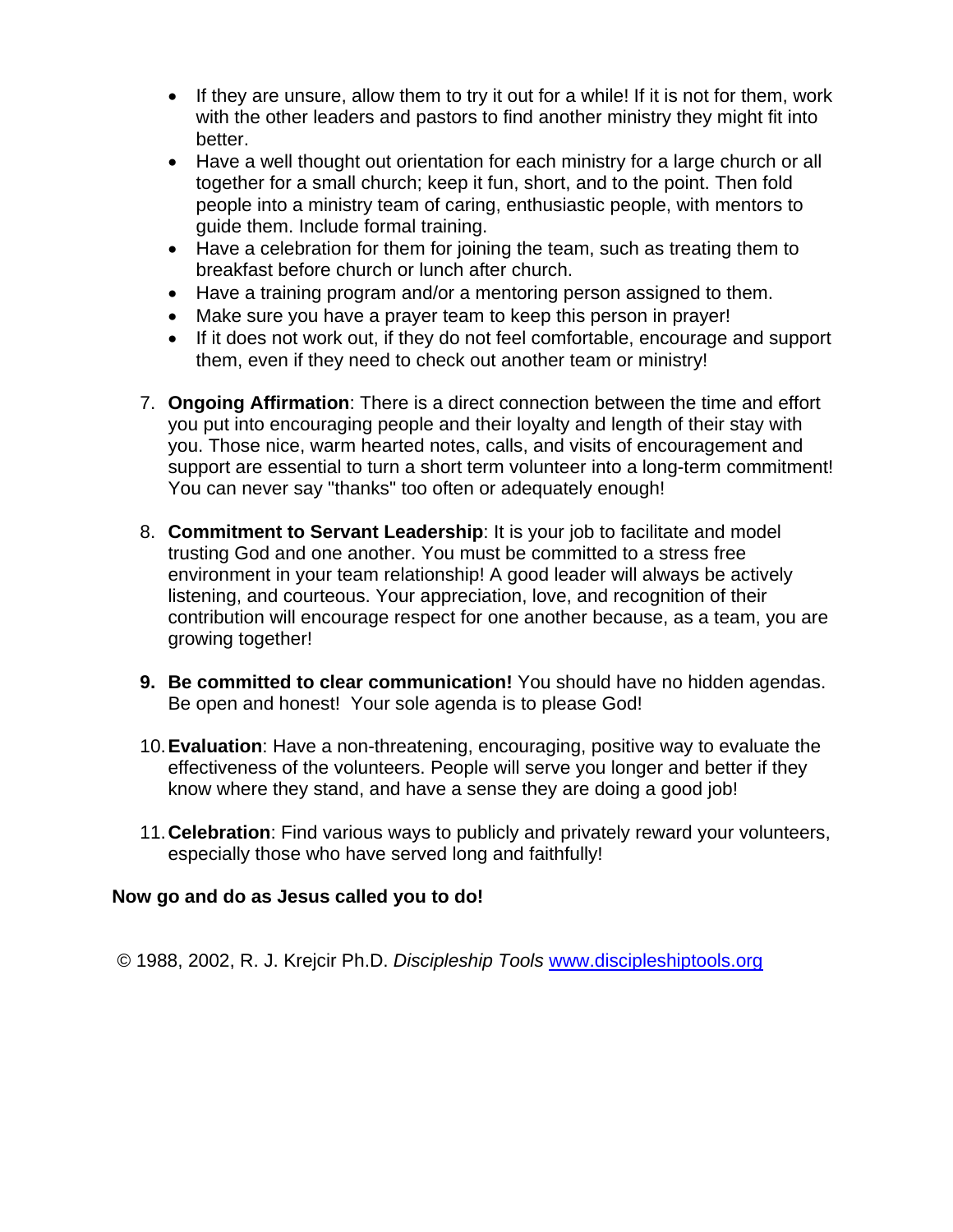- If they are unsure, allow them to try it out for a while! If it is not for them, work with the other leaders and pastors to find another ministry they might fit into better.
- Have a well thought out orientation for each ministry for a large church or all together for a small church; keep it fun, short, and to the point. Then fold people into a ministry team of caring, enthusiastic people, with mentors to guide them. Include formal training.
- Have a celebration for them for joining the team, such as treating them to breakfast before church or lunch after church.
- Have a training program and/or a mentoring person assigned to them.
- Make sure you have a prayer team to keep this person in prayer!
- If it does not work out, if they do not feel comfortable, encourage and support them, even if they need to check out another team or ministry!

7. **Ongoing Affirmation**: There is a direct connection between the time and effort you put into encouraging people and their loyalty and length of their stay with you. Those nice, warm hearted notes, calls, and visits of encouragement and support are essential to turn a short term volunteer into a long-term commitment! You can never say "thanks" too often or adequately enough!

8. **Commitment to Servant Leadership**: It is your job to facilitate and model trusting God and one another. You must be committed to a stress free environment in your team relationship! A good leader will always be actively listening, and courteous. Your appreciation, love, and recognition of their contribution will encourage respect for one another because, as a team, you are growing together!

9. **Be committed to clear communication!** You should have no hidden agendas. Be open and honest! Your sole agenda is to please God!

10. **Evaluation**: Have a non-threatening, encouraging, positive way to evaluate the effectiveness of the volunteers. People will serve you longer and better if they know where they stand, and have a sense they are doing a good job!

11. **Celebration**: Find various ways to publicly and privately reward your volunteers, especially those who have served long and faithfully!

**Now go and do as Jesus called you to do!**

© 1988, 2002, R. J. Krejcir Ph.D. *Discipleship Tools* www.discipleshiptools.org